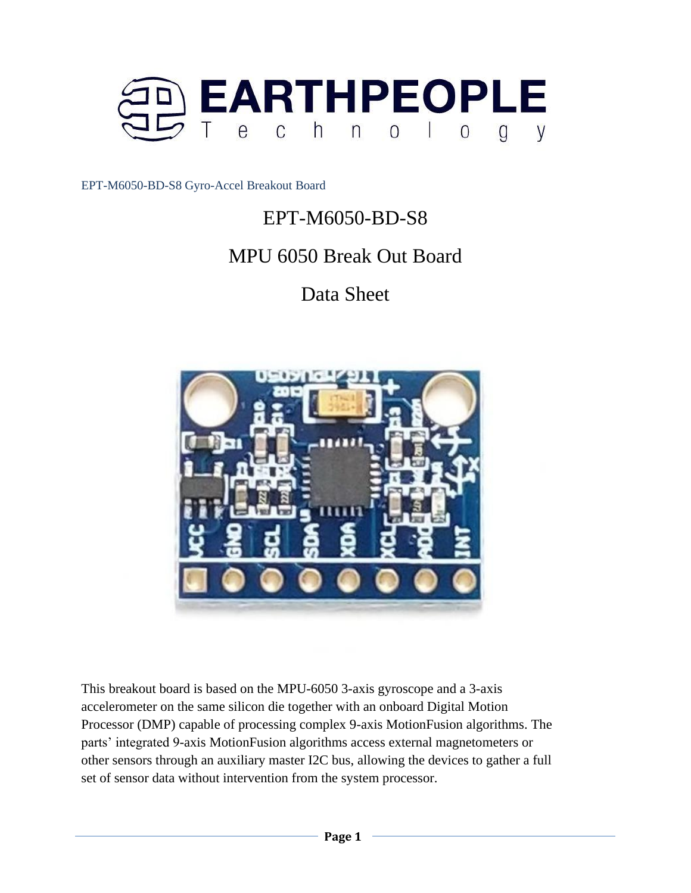EPT-M6050-BD-S8 Gyro-Accel Breakout Board

# EPT-M6050-BD-S8

# MPU 6050 Break Out Board

# Data Sheet

This breakout board is based on the MPU-6050 3-axis gyroscope and a 3-axis accelerometer on the same silicon die together with an onboard Digital Motion Processor (DMP) capable of processing complex 9-axis MotionFusion algorithms. The parts' integrated 9-axis MotionFusion algorithms access external magnetometers or other sensors through an auxiliary master I2C bus, allowing the devices to gather a full set of sensor data without intervention from the system processor.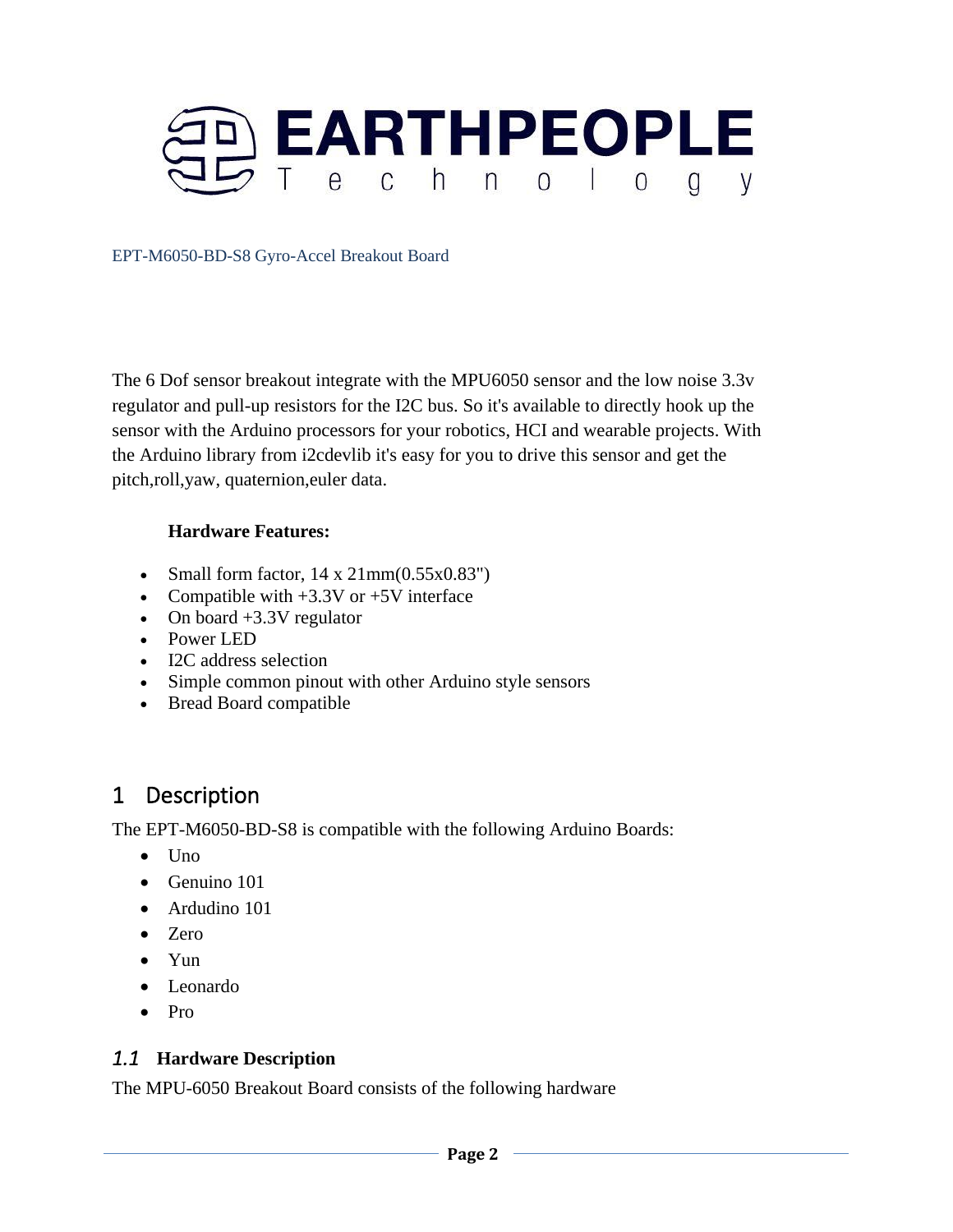EARTHPEOPLE Technology

EPT-M6050-BD-S8 Gyro-Accel Breakout Board

The 6 Dof sensor breakout integrate with the MPU6050 sensor and the low noise 3.3v regulator and pull-up resistors for the I2C bus. So it's available to directly hook up the sensor with the Arduino processors for your robotics, HCI and wearable projects. With the Arduino library from i2cdevlib it's easy for you to drive this sensor and get the pitch,roll,yaw, quaternion,euler data.

**Hardware Features:**

- Small form factor, 14 x 21mm(0.55x0.83")
- Compatible with +3.3V or +5V interface
- On board +3.3V regulator
- Power LED
- I2C address selection
- Simple common pinout with other Arduino style sensors
- Bread Board compatible

# 1 Description

The EPT-M6050-BD-S8 is compatible with the following Arduino Boards:

- Uno
- Genuino 101
- Ardudino 101
- Zero
- Yun
- Leonardo
- Pro

## *1.1* Hardware Description

The MPU-6050 Breakout Board consists of the following hardware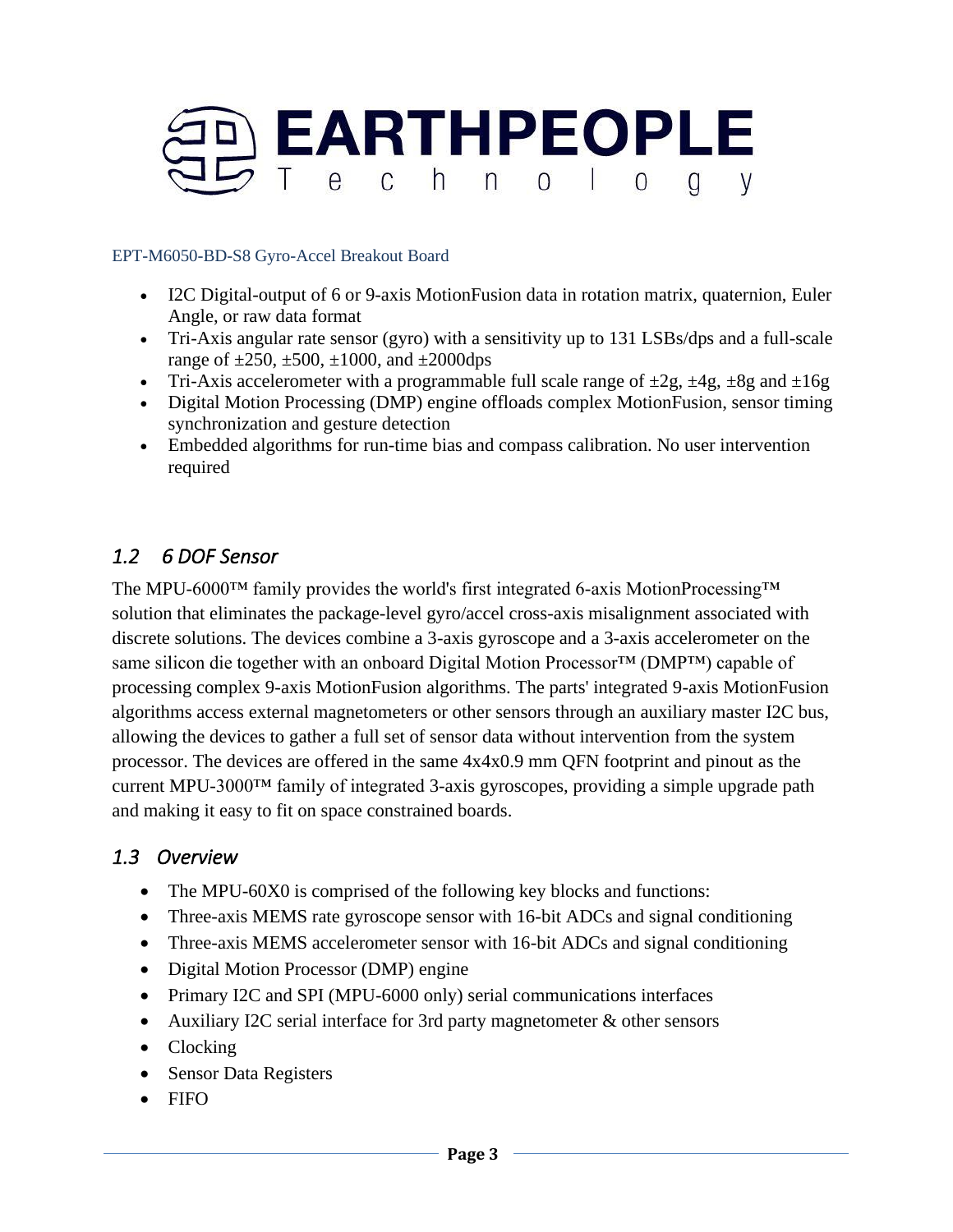EPT-M6050-BD-S8 Gyro-Accel Breakout Board

- I2C Digital-output of 6 or 9-axis MotionFusion data in rotation matrix, quaternion, Euler Angle, or raw data format
- Tri-Axis angular rate sensor (gyro) with a sensitivity up to 131 LSBs/dps and a full-scale range of ±250, ±500, ±1000, and ±2000dps
- Tri-Axis accelerometer with a programmable full scale range of ±2g, ±4g, ±8g and ±16g
- Digital Motion Processing (DMP) engine offloads complex MotionFusion, sensor timing synchronization and gesture detection
- Embedded algorithms for run-time bias and compass calibration. No user intervention required

## *1.2 6 DOF Sensor*

The MPU-6000™ family provides the world's first integrated 6-axis MotionProcessing™ solution that eliminates the package-level gyro/accel cross-axis misalignment associated with discrete solutions. The devices combine a 3-axis gyroscope and a 3-axis accelerometer on the same silicon die together with an onboard Digital Motion Processor™ (DMP™) capable of processing complex 9-axis MotionFusion algorithms. The parts' integrated 9-axis MotionFusion algorithms access external magnetometers or other sensors through an auxiliary master I2C bus, allowing the devices to gather a full set of sensor data without intervention from the system processor. The devices are offered in the same 4x4x0.9 mm QFN footprint and pinout as the current MPU-3000™ family of integrated 3-axis gyroscopes, providing a simple upgrade path and making it easy to fit on space constrained boards.

## *1.3 Overview*

- The MPU-60X0 is comprised of the following key blocks and functions:
- Three-axis MEMS rate gyroscope sensor with 16-bit ADCs and signal conditioning
- Three-axis MEMS accelerometer sensor with 16-bit ADCs and signal conditioning
- Digital Motion Processor (DMP) engine
- Primary I2C and SPI (MPU-6000 only) serial communications interfaces
- Auxiliary I2C serial interface for 3rd party magnetometer & other sensors
- Clocking
- Sensor Data Registers
- FIFO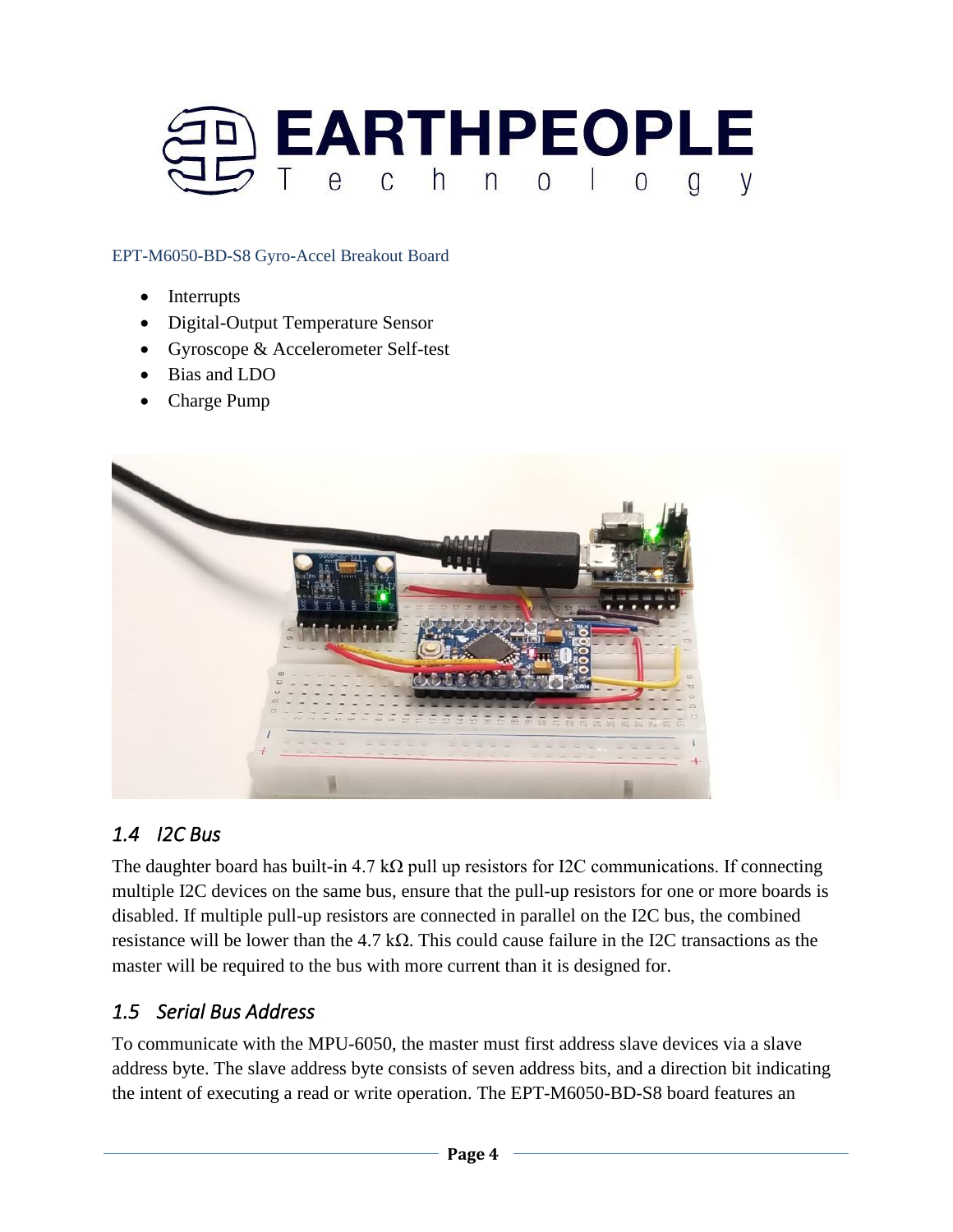- Interrupts
- Digital-Output Temperature Sensor
- Gyroscope & Accelerometer Self-test
- Bias and LDO
- Charge Pump

## *1.4 I2C Bus*

The daughter board has built-in 4.7 kΩ pull up resistors for I2C communications. If connecting multiple I2C devices on the same bus, ensure that the pull-up resistors for one or more boards is disabled. If multiple pull-up resistors are connected in parallel on the I2C bus, the combined resistance will be lower than the 4.7 kΩ. This could cause failure in the I2C transactions as the master will be required to the bus with more current than it is designed for.

## *1.5 Serial Bus Address*

To communicate with the MPU-6050, the master must first address slave devices via a slave address byte. The slave address byte consists of seven address bits, and a direction bit indicating the intent of executing a read or write operation. The EPT-M6050-BD-S8 board features an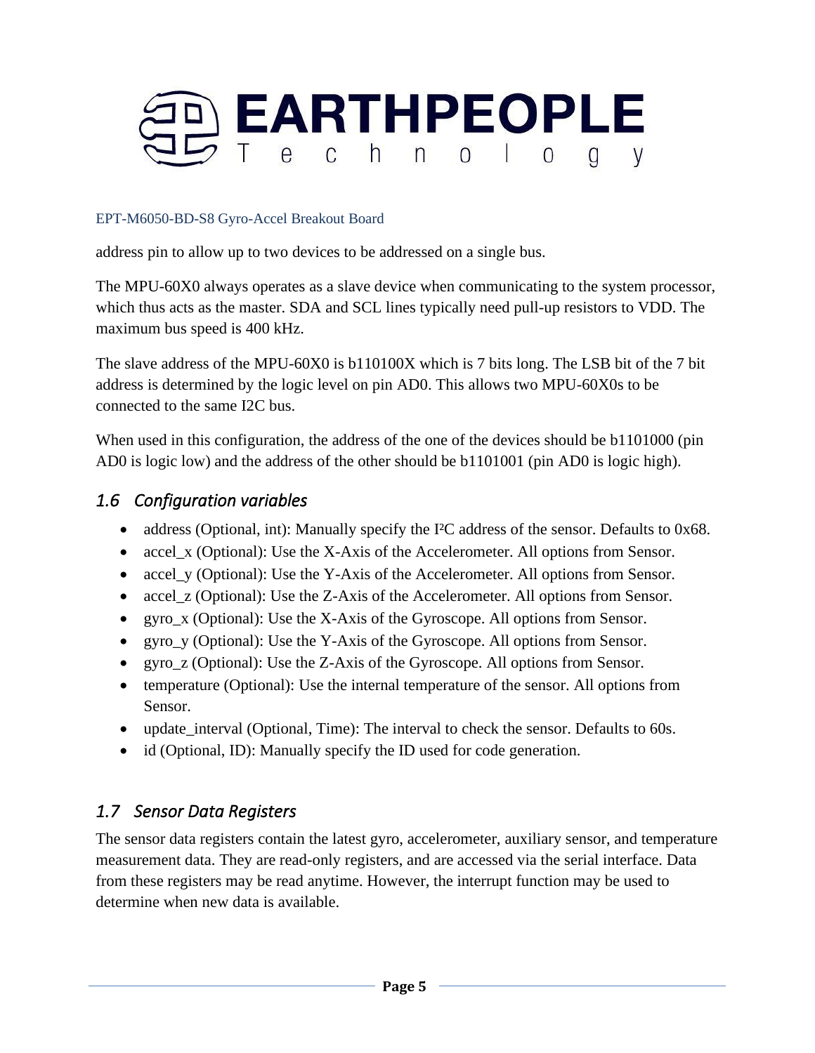address pin to allow up to two devices to be addressed on a single bus.

The MPU-60X0 always operates as a slave device when communicating to the system processor, which thus acts as the master. SDA and SCL lines typically need pull-up resistors to VDD. The maximum bus speed is 400 kHz.

The slave address of the MPU-60X0 is b110100X which is 7 bits long. The LSB bit of the 7 bit address is determined by the logic level on pin AD0. This allows two MPU-60X0s to be connected to the same I2C bus.

When used in this configuration, the address of the one of the devices should be b1101000 (pin AD0 is logic low) and the address of the other should be b1101001 (pin AD0 is logic high).

## 1.6 Configuration variables

- address (Optional, int): Manually specify the I²C address of the sensor. Defaults to 0x68.
- accel_x (Optional): Use the X-Axis of the Accelerometer. All options from Sensor.
- accel_y (Optional): Use the Y-Axis of the Accelerometer. All options from Sensor.
- accel_z (Optional): Use the Z-Axis of the Accelerometer. All options from Sensor.
- gyro_x (Optional): Use the X-Axis of the Gyroscope. All options from Sensor.
- gyro_y (Optional): Use the Y-Axis of the Gyroscope. All options from Sensor.
- gyro_z (Optional): Use the Z-Axis of the Gyroscope. All options from Sensor.
- temperature (Optional): Use the internal temperature of the sensor. All options from Sensor.
- update_interval (Optional, Time): The interval to check the sensor. Defaults to 60s.
- id (Optional, ID): Manually specify the ID used for code generation.

## 1.7 Sensor Data Registers

The sensor data registers contain the latest gyro, accelerometer, auxiliary sensor, and temperature measurement data. They are read-only registers, and are accessed via the serial interface. Data from these registers may be read anytime. However, the interrupt function may be used to determine when new data is available.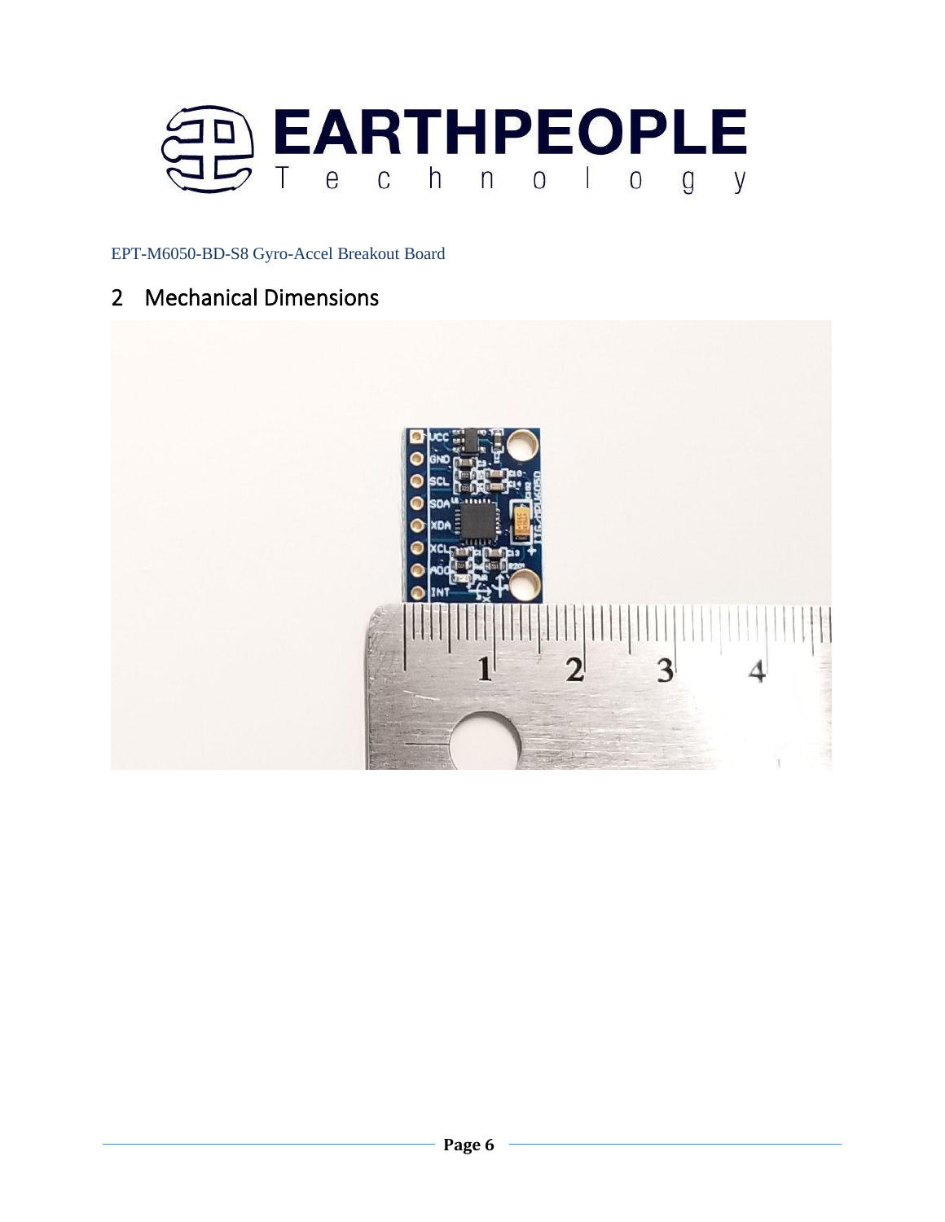## 2 Mechanical Dimensions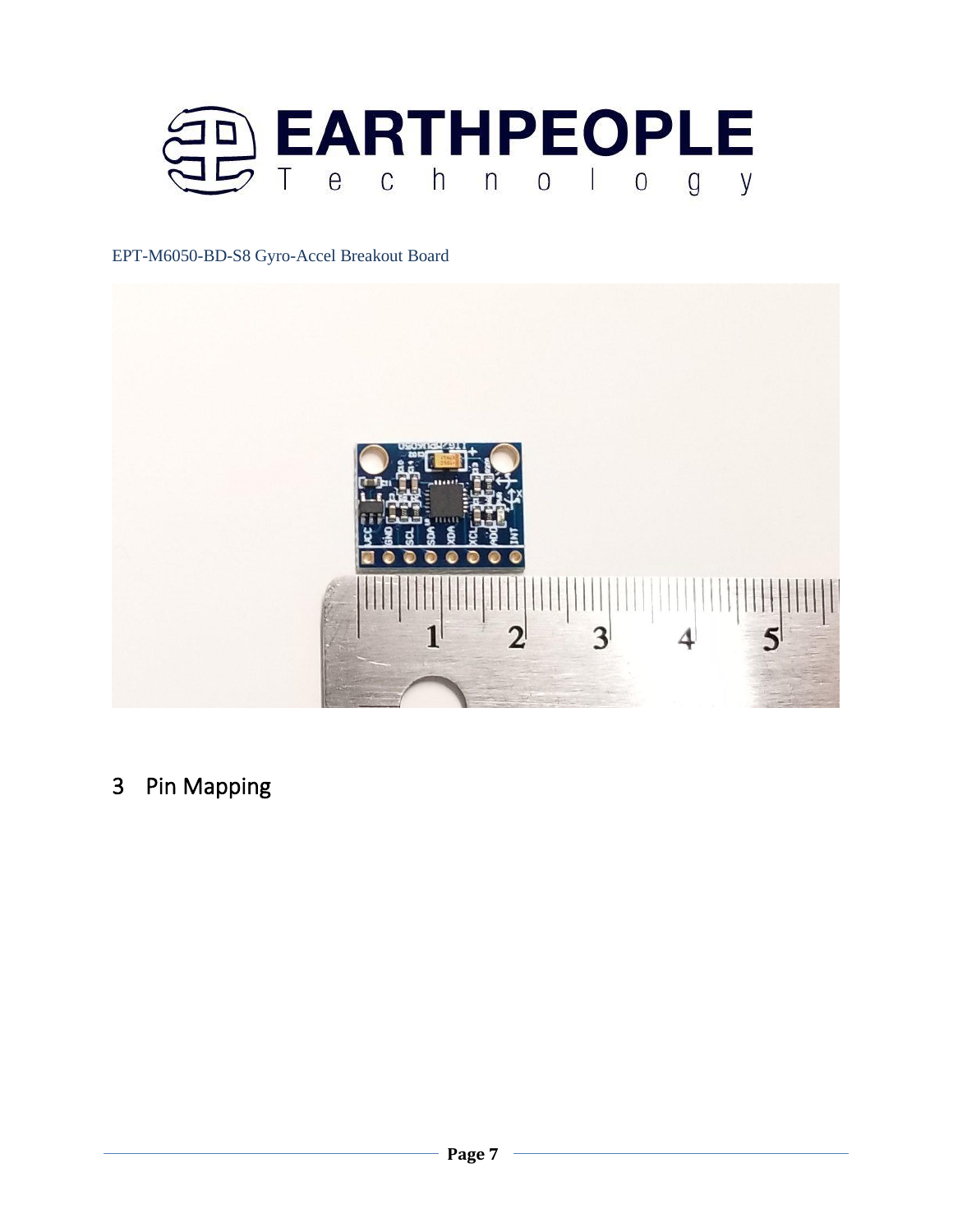EPT-M6050-BD-S8 Gyro-Accel Breakout Board

# 3 Pin Mapping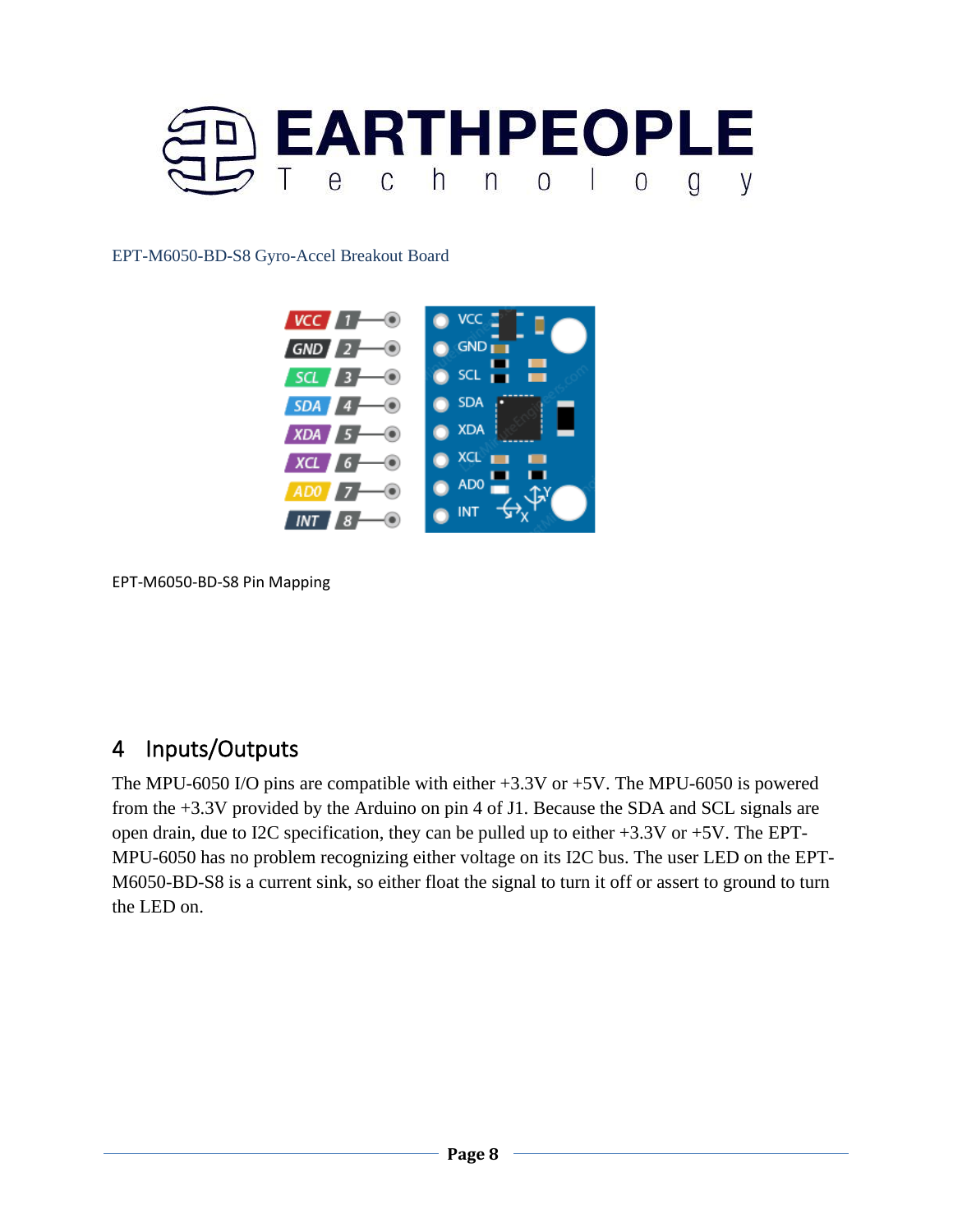EPT-M6050-BD-S8 Gyro-Accel Breakout Board

EPT-M6050-BD-S8 Pin Mapping

## 4 Inputs/Outputs

The MPU-6050 I/O pins are compatible with either +3.3V or +5V. The MPU-6050 is powered from the +3.3V provided by the Arduino on pin 4 of J1. Because the SDA and SCL signals are open drain, due to I2C specification, they can be pulled up to either +3.3V or +5V. The EPT-MPU-6050 has no problem recognizing either voltage on its I2C bus. The user LED on the EPT-M6050-BD-S8 is a current sink, so either float the signal to turn it off or assert to ground to turn the LED on.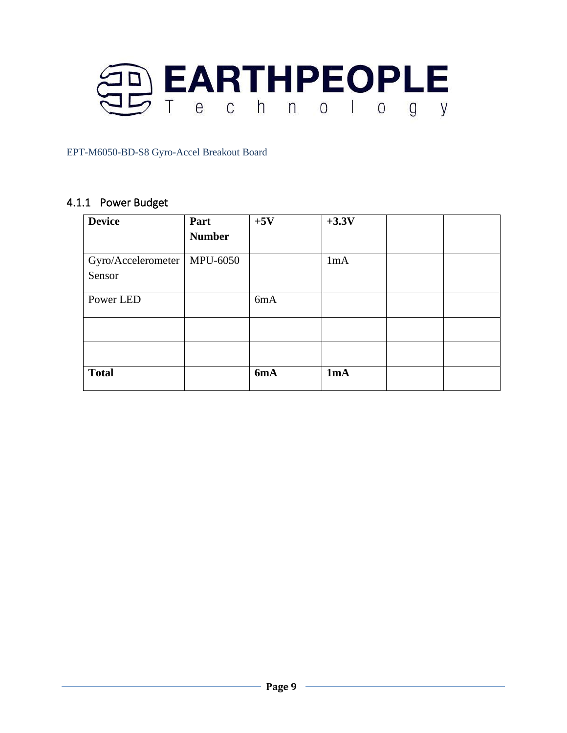### 4.1.1 Power Budget

| Device | Part Number | +5V | +3.3V | | |
|---|---|---|---|---|---|
| Gyro/Accelerometer Sensor | MPU-6050 | | 1mA | | |
| Power LED | | 6mA | | | |
| | | | | | |
| | | | | | |
| **Total** | | **6mA** | **1mA** | | |